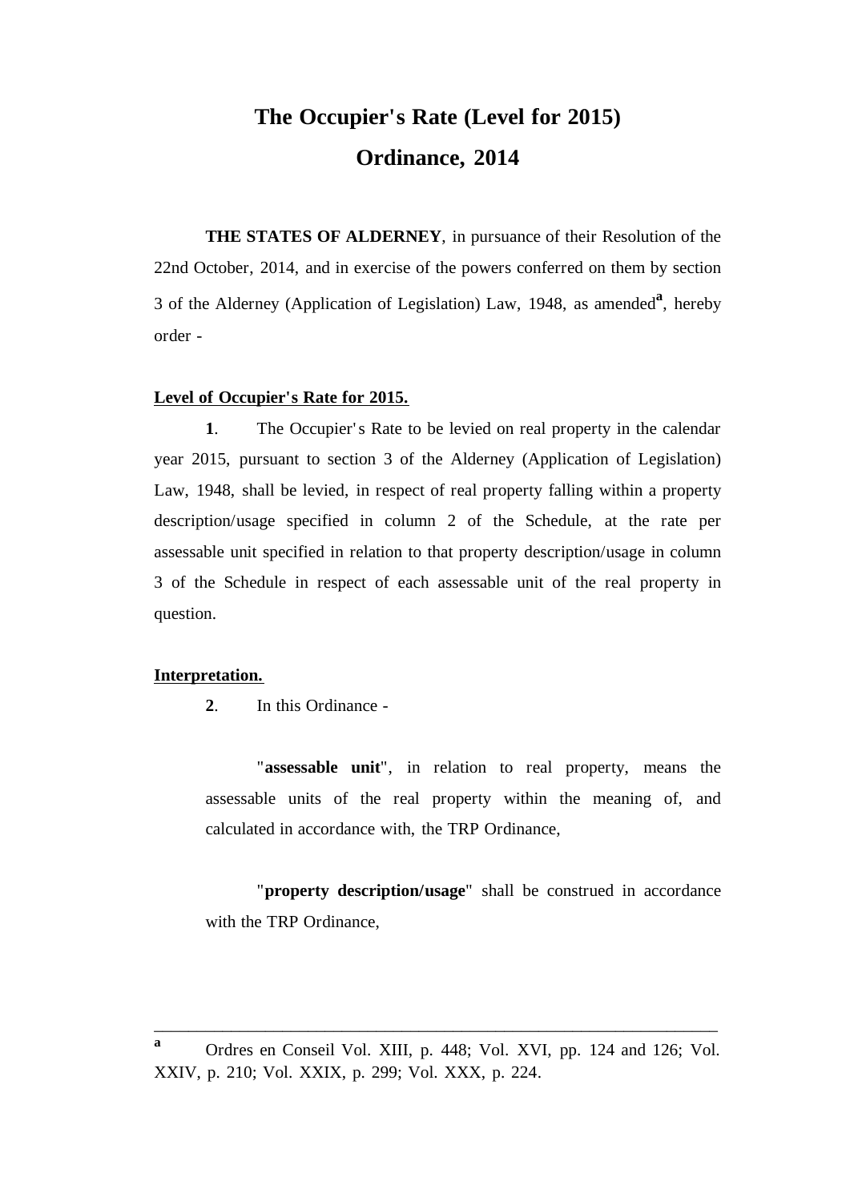# The Occupier's Rate (Level for 2015) Ordinance, 2014

**THE STATES OF ALDERNEY**, in pursuance of their Resolution of the 22nd October, 2014, and in exercise of the powers conferred on them by section 3 of the Alderney (Application of Legislation) Law, 1948, as amended[a], hereby order -

**Level of Occupier's Rate for 2015.**

**1**. The Occupier's Rate to be levied on real property in the calendar year 2015, pursuant to section 3 of the Alderney (Application of Legislation) Law, 1948, shall be levied, in respect of real property falling within a property description/usage specified in column 2 of the Schedule, at the rate per assessable unit specified in relation to that property description/usage in column 3 of the Schedule in respect of each assessable unit of the real property in question.

**Interpretation.**

**2**. In this Ordinance -

"**assessable unit**", in relation to real property, means the assessable units of the real property within the meaning of, and calculated in accordance with, the TRP Ordinance,

"**property description/usage**" shall be construed in accordance with the TRP Ordinance,

---

[a] Ordres en Conseil Vol. XIII, p. 448; Vol. XVI, pp. 124 and 126; Vol. XXIV, p. 210; Vol. XXIX, p. 299; Vol. XXX, p. 224.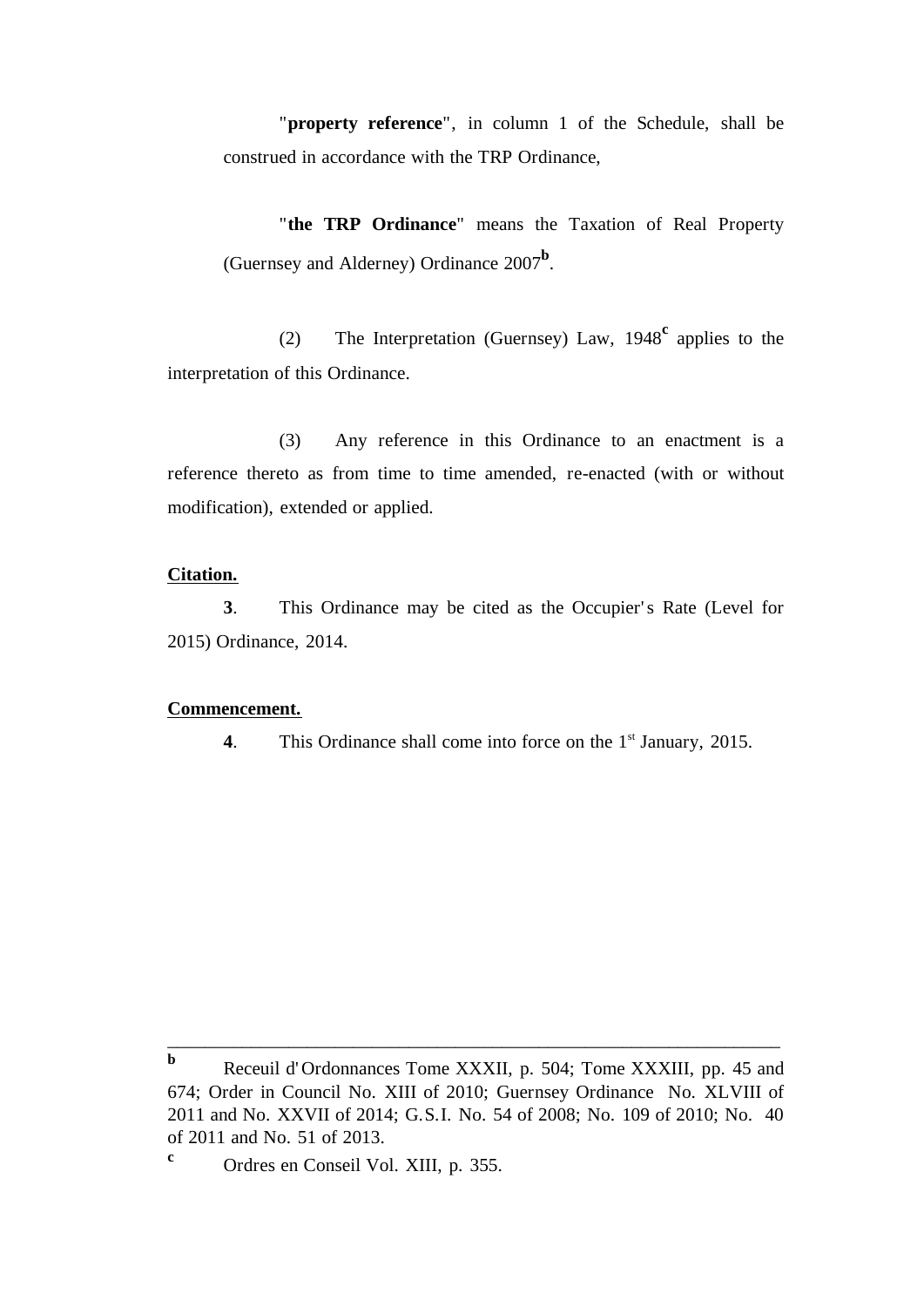"**property reference**", in column 1 of the Schedule, shall be construed in accordance with the TRP Ordinance,

"**the TRP Ordinance**" means the Taxation of Real Property (Guernsey and Alderney) Ordinance 2007[b].

(2) The Interpretation (Guernsey) Law, 1948[c] applies to the interpretation of this Ordinance.

(3) Any reference in this Ordinance to an enactment is a reference thereto as from time to time amended, re-enacted (with or without modification), extended or applied.

**Citation.**

**3**. This Ordinance may be cited as the Occupier's Rate (Level for 2015) Ordinance, 2014.

**Commencement.**

**4**. This Ordinance shall come into force on the 1st January, 2015.

---

[b] Receuil d'Ordonnances Tome XXXII, p. 504; Tome XXXIII, pp. 45 and 674; Order in Council No. XIII of 2010; Guernsey Ordinance No. XLVIII of 2011 and No. XXVII of 2014; G.S.I. No. 54 of 2008; No. 109 of 2010; No. 40 of 2011 and No. 51 of 2013.

[c] Ordres en Conseil Vol. XIII, p. 355.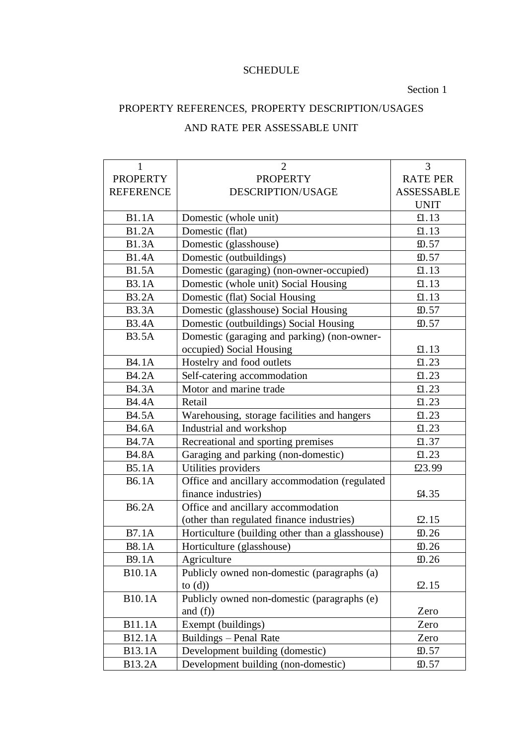SCHEDULE

Section 1

PROPERTY REFERENCES, PROPERTY DESCRIPTION/USAGES

AND RATE PER ASSESSABLE UNIT

| 1<br>PROPERTY REFERENCE | 2<br>PROPERTY DESCRIPTION/USAGE | 3<br>RATE PER ASSESSABLE UNIT |
|---|---|---|
| B1.1A | Domestic (whole unit) | £1.13 |
| B1.2A | Domestic (flat) | £1.13 |
| B1.3A | Domestic (glasshouse) | £0.57 |
| B1.4A | Domestic (outbuildings) | £0.57 |
| B1.5A | Domestic (garaging) (non-owner-occupied) | £1.13 |
| B3.1A | Domestic (whole unit) Social Housing | £1.13 |
| B3.2A | Domestic (flat) Social Housing | £1.13 |
| B3.3A | Domestic (glasshouse) Social Housing | £0.57 |
| B3.4A | Domestic (outbuildings) Social Housing | £0.57 |
| B3.5A | Domestic (garaging and parking) (non-owner-occupied) Social Housing | £1.13 |
| B4.1A | Hostelry and food outlets | £1.23 |
| B4.2A | Self-catering accommodation | £1.23 |
| B4.3A | Motor and marine trade | £1.23 |
| B4.4A | Retail | £1.23 |
| B4.5A | Warehousing, storage facilities and hangers | £1.23 |
| B4.6A | Industrial and workshop | £1.23 |
| B4.7A | Recreational and sporting premises | £1.37 |
| B4.8A | Garaging and parking (non-domestic) | £1.23 |
| B5.1A | Utilities providers | £23.99 |
| B6.1A | Office and ancillary accommodation (regulated finance industries) | £4.35 |
| B6.2A | Office and ancillary accommodation (other than regulated finance industries) | £2.15 |
| B7.1A | Horticulture (building other than a glasshouse) | £0.26 |
| B8.1A | Horticulture (glasshouse) | £0.26 |
| B9.1A | Agriculture | £0.26 |
| B10.1A | Publicly owned non-domestic (paragraphs (a) to (d)) | £2.15 |
| B10.1A | Publicly owned non-domestic (paragraphs (e) and (f)) | Zero |
| B11.1A | Exempt (buildings) | Zero |
| B12.1A | Buildings – Penal Rate | Zero |
| B13.1A | Development building (domestic) | £0.57 |
| B13.2A | Development building (non-domestic) | £0.57 |